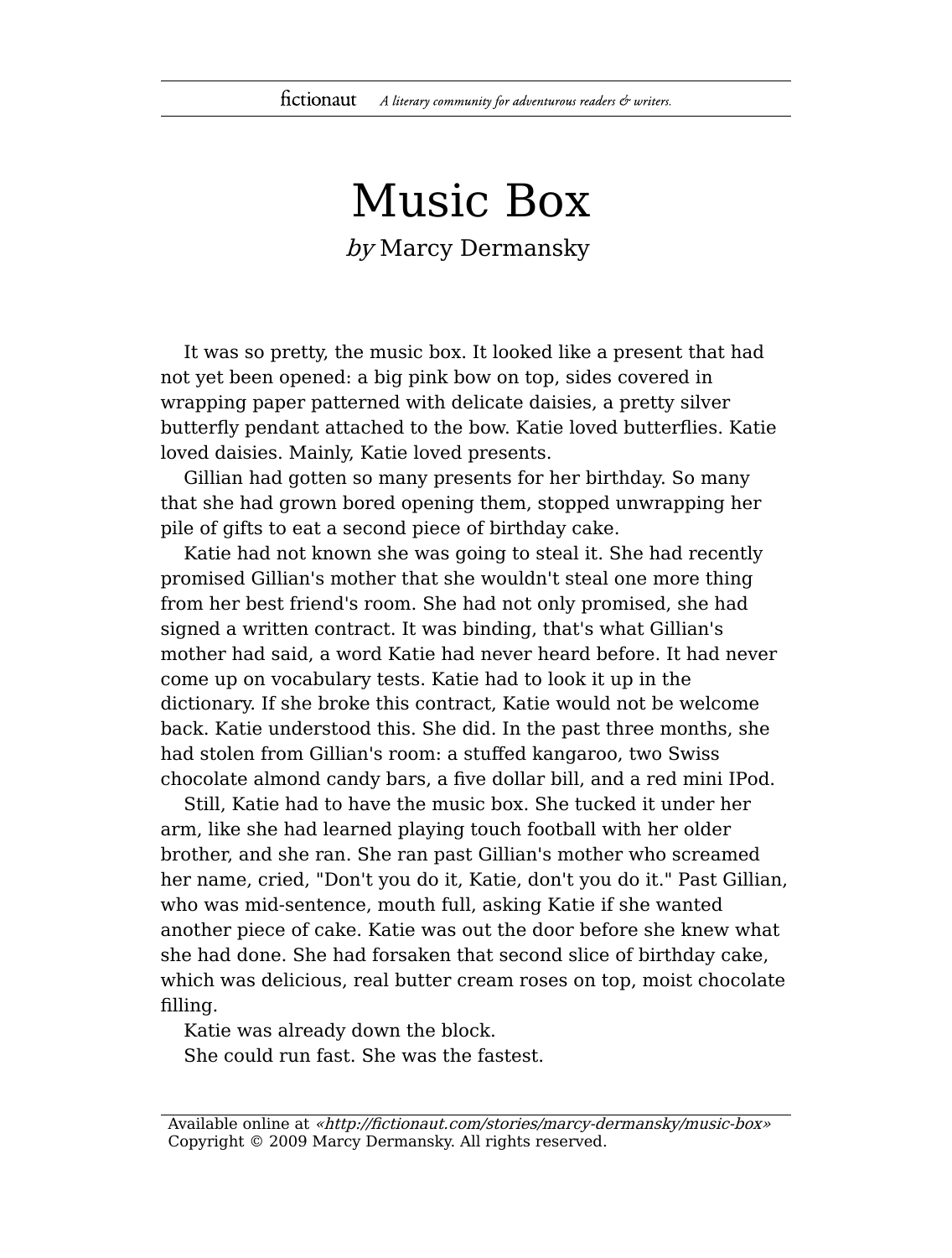# Music Box

*by* Marcy Dermansky

It was so pretty, the music box. It looked like a present that had not yet been opened: a big pink bow on top, sides covered in wrapping paper patterned with delicate daisies, a pretty silver butterfly pendant attached to the bow. Katie loved butterflies. Katie loved daisies. Mainly, Katie loved presents.

Gillian had gotten so many presents for her birthday. So many that she had grown bored opening them, stopped unwrapping her pile of gifts to eat a second piece of birthday cake.

Katie had not known she was going to steal it. She had recently promised Gillian's mother that she wouldn't steal one more thing from her best friend's room. She had not only promised, she had signed a written contract. It was binding, that's what Gillian's mother had said, a word Katie had never heard before. It had never come up on vocabulary tests. Katie had to look it up in the dictionary. If she broke this contract, Katie would not be welcome back. Katie understood this. She did. In the past three months, she had stolen from Gillian's room: a stuffed kangaroo, two Swiss chocolate almond candy bars, a five dollar bill, and a red mini IPod.

Still, Katie had to have the music box. She tucked it under her arm, like she had learned playing touch football with her older brother, and she ran. She ran past Gillian's mother who screamed her name, cried, "Don't you do it, Katie, don't you do it." Past Gillian, who was mid-sentence, mouth full, asking Katie if she wanted another piece of cake. Katie was out the door before she knew what she had done. She had forsaken that second slice of birthday cake, which was delicious, real butter cream roses on top, moist chocolate filling.

Katie was already down the block.

She could run fast. She was the fastest.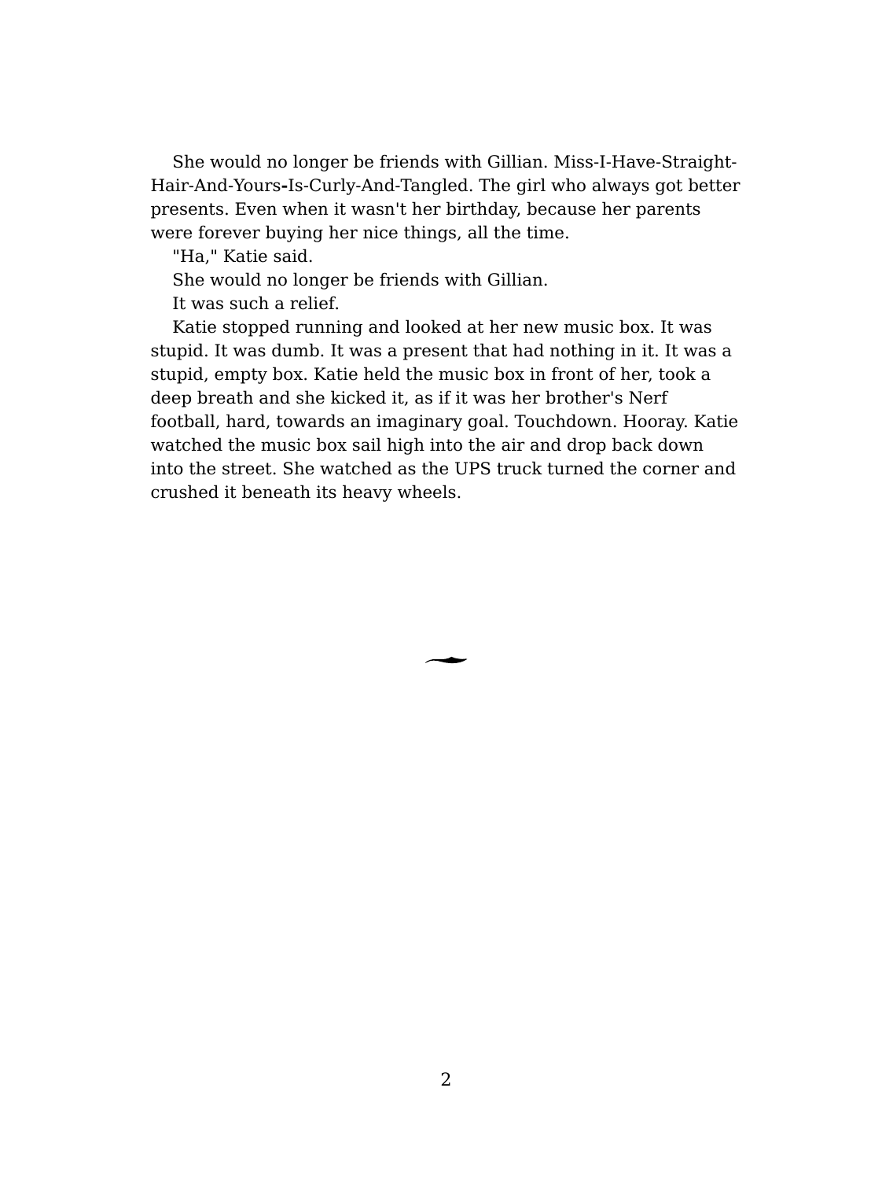She would no longer be friends with Gillian. Miss-I-Have-Straight-Hair-And-Yours-Is-Curly-And-Tangled. The girl who always got better presents. Even when it wasn't her birthday, because her parents were forever buying her nice things, all the time.

"Ha," Katie said.

She would no longer be friends with Gillian.

It was such a relief.

Katie stopped running and looked at her new music box. It was stupid. It was dumb. It was a present that had nothing in it. It was a stupid, empty box. Katie held the music box in front of her, took a deep breath and she kicked it, as if it was her brother's Nerf football, hard, towards an imaginary goal. Touchdown. Hooray. Katie watched the music box sail high into the air and drop back down into the street. She watched as the UPS truck turned the corner and crushed it beneath its heavy wheels.